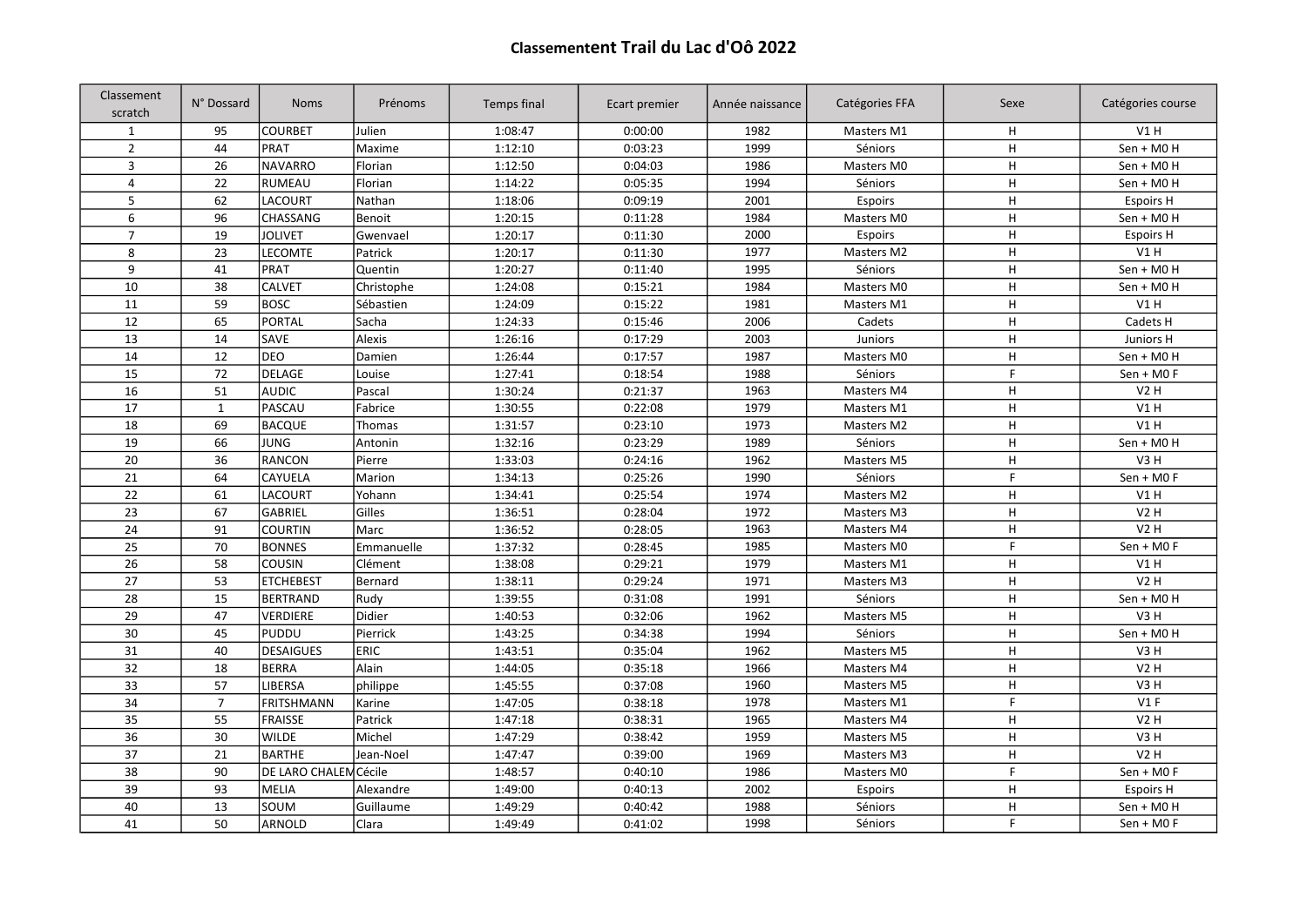# Classemententent Trail du Lac d'Oô 2022

| Classement scratch | N° Dossard | Noms | Prénoms | Temps final | Ecart premier | Année naissance | Catégories FFA | Sexe | Catégories course |
|---|---|---|---|---|---|---|---|---|---|
| 1 | 95 | COURBET | Julien | 1:08:47 | 0:00:00 | 1982 | Masters M1 | H | V1 H |
| 2 | 44 | PRAT | Maxime | 1:12:10 | 0:03:23 | 1999 | Séniors | H | Sen + M0 H |
| 3 | 26 | NAVARRO | Florian | 1:12:50 | 0:04:03 | 1986 | Masters M0 | H | Sen + M0 H |
| 4 | 22 | RUMEAU | Florian | 1:14:22 | 0:05:35 | 1994 | Séniors | H | Sen + M0 H |
| 5 | 62 | LACOURT | Nathan | 1:18:06 | 0:09:19 | 2001 | Espoirs | H | Espoirs H |
| 6 | 96 | CHASSANG | Benoit | 1:20:15 | 0:11:28 | 1984 | Masters M0 | H | Sen + M0 H |
| 7 | 19 | JOLIVET | Gwenvael | 1:20:17 | 0:11:30 | 2000 | Espoirs | H | Espoirs H |
| 8 | 23 | LECOMTE | Patrick | 1:20:17 | 0:11:30 | 1977 | Masters M2 | H | V1 H |
| 9 | 41 | PRAT | Quentin | 1:20:27 | 0:11:40 | 1995 | Séniors | H | Sen + M0 H |
| 10 | 38 | CALVET | Christophe | 1:24:08 | 0:15:21 | 1984 | Masters M0 | H | Sen + M0 H |
| 11 | 59 | BOSC | Sébastien | 1:24:09 | 0:15:22 | 1981 | Masters M1 | H | V1 H |
| 12 | 65 | PORTAL | Sacha | 1:24:33 | 0:15:46 | 2006 | Cadets | H | Cadets H |
| 13 | 14 | SAVE | Alexis | 1:26:16 | 0:17:29 | 2003 | Juniors | H | Juniors H |
| 14 | 12 | DEO | Damien | 1:26:44 | 0:17:57 | 1987 | Masters M0 | H | Sen + M0 H |
| 15 | 72 | DELAGE | Louise | 1:27:41 | 0:18:54 | 1988 | Séniors | F | Sen + M0 F |
| 16 | 51 | AUDIC | Pascal | 1:30:24 | 0:21:37 | 1963 | Masters M4 | H | V2 H |
| 17 | 1 | PASCAU | Fabrice | 1:30:55 | 0:22:08 | 1979 | Masters M1 | H | V1 H |
| 18 | 69 | BACQUE | Thomas | 1:31:57 | 0:23:10 | 1973 | Masters M2 | H | V1 H |
| 19 | 66 | JUNG | Antonin | 1:32:16 | 0:23:29 | 1989 | Séniors | H | Sen + M0 H |
| 20 | 36 | RANCON | Pierre | 1:33:03 | 0:24:16 | 1962 | Masters M5 | H | V3 H |
| 21 | 64 | CAYUELA | Marion | 1:34:13 | 0:25:26 | 1990 | Séniors | F | Sen + M0 F |
| 22 | 61 | LACOURT | Yohann | 1:34:41 | 0:25:54 | 1974 | Masters M2 | H | V1 H |
| 23 | 67 | GABRIEL | Gilles | 1:36:51 | 0:28:04 | 1972 | Masters M3 | H | V2 H |
| 24 | 91 | COURTIN | Marc | 1:36:52 | 0:28:05 | 1963 | Masters M4 | H | V2 H |
| 25 | 70 | BONNES | Emmanuelle | 1:37:32 | 0:28:45 | 1985 | Masters M0 | F | Sen + M0 F |
| 26 | 58 | COUSIN | Clément | 1:38:08 | 0:29:21 | 1979 | Masters M1 | H | V1 H |
| 27 | 53 | ETCHEBEST | Bernard | 1:38:11 | 0:29:24 | 1971 | Masters M3 | H | V2 H |
| 28 | 15 | BERTRAND | Rudy | 1:39:55 | 0:31:08 | 1991 | Séniors | H | Sen + M0 H |
| 29 | 47 | VERDIERE | Didier | 1:40:53 | 0:32:06 | 1962 | Masters M5 | H | V3 H |
| 30 | 45 | PUDDU | Pierrick | 1:43:25 | 0:34:38 | 1994 | Séniors | H | Sen + M0 H |
| 31 | 40 | DESAIGUES | ERIC | 1:43:51 | 0:35:04 | 1962 | Masters M5 | H | V3 H |
| 32 | 18 | BERRA | Alain | 1:44:05 | 0:35:18 | 1966 | Masters M4 | H | V2 H |
| 33 | 57 | LIBERSA | philippe | 1:45:55 | 0:37:08 | 1960 | Masters M5 | H | V3 H |
| 34 | 7 | FRITSHMANN | Karine | 1:47:05 | 0:38:18 | 1978 | Masters M1 | F | V1 F |
| 35 | 55 | FRAISSE | Patrick | 1:47:18 | 0:38:31 | 1965 | Masters M4 | H | V2 H |
| 36 | 30 | WILDE | Michel | 1:47:29 | 0:38:42 | 1959 | Masters M5 | H | V3 H |
| 37 | 21 | BARTHE | Jean-Noel | 1:47:47 | 0:39:00 | 1969 | Masters M3 | H | V2 H |
| 38 | 90 | DE LARO CHALEM | Cécile | 1:48:57 | 0:40:10 | 1986 | Masters M0 | F | Sen + M0 F |
| 39 | 93 | MELIA | Alexandre | 1:49:00 | 0:40:13 | 2002 | Espoirs | H | Espoirs H |
| 40 | 13 | SOUM | Guillaume | 1:49:29 | 0:40:42 | 1988 | Séniors | H | Sen + M0 H |
| 41 | 50 | ARNOLD | Clara | 1:49:49 | 0:41:02 | 1998 | Séniors | F | Sen + M0 F |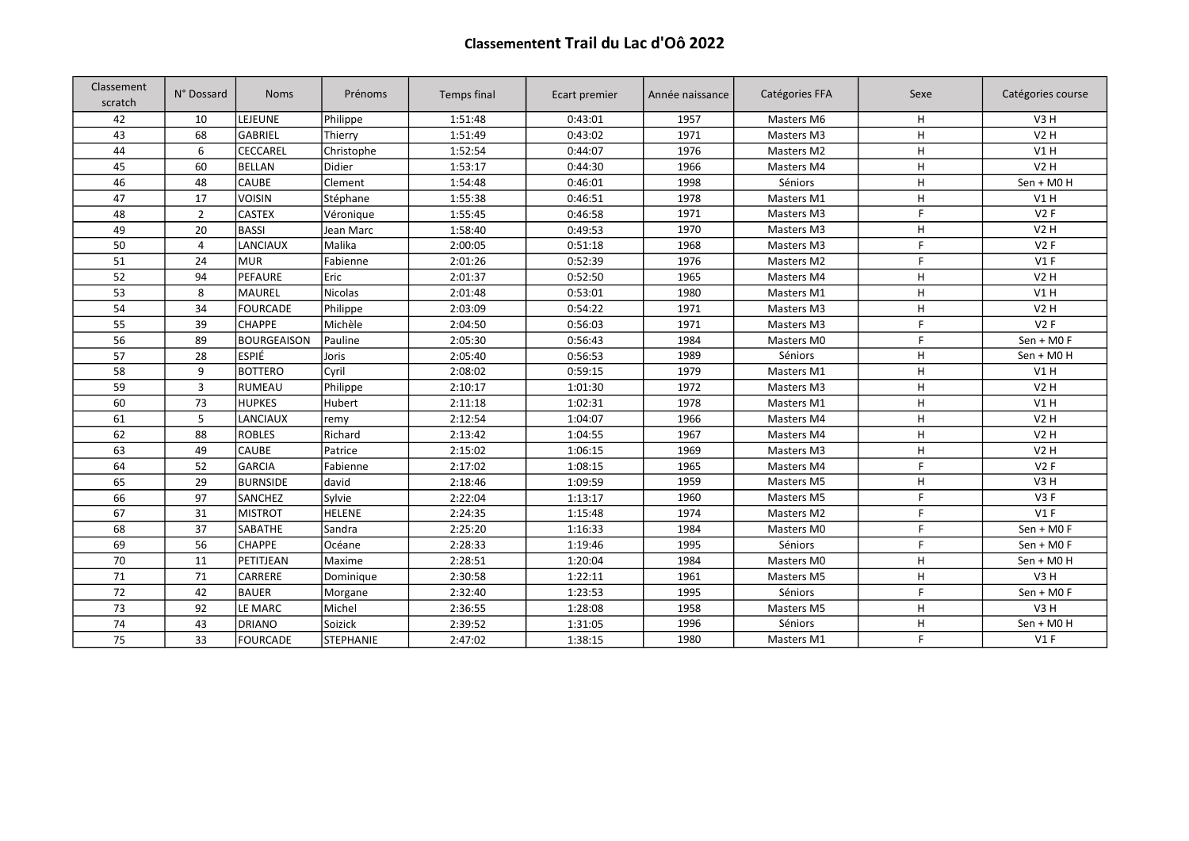# Classemententent Trail du Lac d'Oô 2022

| Classement scratch | N° Dossard | Noms | Prénoms | Temps final | Ecart premier | Année naissance | Catégories FFA | Sexe | Catégories course |
|---|---|---|---|---|---|---|---|---|---|
| 42 | 10 | LEJEUNE | Philippe | 1:51:48 | 0:43:01 | 1957 | Masters M6 | H | V3 H |
| 43 | 68 | GABRIEL | Thierry | 1:51:49 | 0:43:02 | 1971 | Masters M3 | H | V2 H |
| 44 | 6 | CECCAREL | Christophe | 1:52:54 | 0:44:07 | 1976 | Masters M2 | H | V1 H |
| 45 | 60 | BELLAN | Didier | 1:53:17 | 0:44:30 | 1966 | Masters M4 | H | V2 H |
| 46 | 48 | CAUBE | Clement | 1:54:48 | 0:46:01 | 1998 | Séniors | H | Sen + M0 H |
| 47 | 17 | VOISIN | Stéphane | 1:55:38 | 0:46:51 | 1978 | Masters M1 | H | V1 H |
| 48 | 2 | CASTEX | Véronique | 1:55:45 | 0:46:58 | 1971 | Masters M3 | F | V2 F |
| 49 | 20 | BASSI | Jean Marc | 1:58:40 | 0:49:53 | 1970 | Masters M3 | H | V2 H |
| 50 | 4 | LANCIAUX | Malika | 2:00:05 | 0:51:18 | 1968 | Masters M3 | F | V2 F |
| 51 | 24 | MUR | Fabienne | 2:01:26 | 0:52:39 | 1976 | Masters M2 | F | V1 F |
| 52 | 94 | PEFAURE | Eric | 2:01:37 | 0:52:50 | 1965 | Masters M4 | H | V2 H |
| 53 | 8 | MAUREL | Nicolas | 2:01:48 | 0:53:01 | 1980 | Masters M1 | H | V1 H |
| 54 | 34 | FOURCADE | Philippe | 2:03:09 | 0:54:22 | 1971 | Masters M3 | H | V2 H |
| 55 | 39 | CHAPPE | Michèle | 2:04:50 | 0:56:03 | 1971 | Masters M3 | F | V2 F |
| 56 | 89 | BOURGEAISON | Pauline | 2:05:30 | 0:56:43 | 1984 | Masters M0 | F | Sen + M0 F |
| 57 | 28 | ESPIÉ | Joris | 2:05:40 | 0:56:53 | 1989 | Séniors | H | Sen + M0 H |
| 58 | 9 | BOTTERO | Cyril | 2:08:02 | 0:59:15 | 1979 | Masters M1 | H | V1 H |
| 59 | 3 | RUMEAU | Philippe | 2:10:17 | 1:01:30 | 1972 | Masters M3 | H | V2 H |
| 60 | 73 | HUPKES | Hubert | 2:11:18 | 1:02:31 | 1978 | Masters M1 | H | V1 H |
| 61 | 5 | LANCIAUX | remy | 2:12:54 | 1:04:07 | 1966 | Masters M4 | H | V2 H |
| 62 | 88 | ROBLES | Richard | 2:13:42 | 1:04:55 | 1967 | Masters M4 | H | V2 H |
| 63 | 49 | CAUBE | Patrice | 2:15:02 | 1:06:15 | 1969 | Masters M3 | H | V2 H |
| 64 | 52 | GARCIA | Fabienne | 2:17:02 | 1:08:15 | 1965 | Masters M4 | F | V2 F |
| 65 | 29 | BURNSIDE | david | 2:18:46 | 1:09:59 | 1959 | Masters M5 | H | V3 H |
| 66 | 97 | SANCHEZ | Sylvie | 2:22:04 | 1:13:17 | 1960 | Masters M5 | F | V3 F |
| 67 | 31 | MISTROT | HELENE | 2:24:35 | 1:15:48 | 1974 | Masters M2 | F | V1 F |
| 68 | 37 | SABATHE | Sandra | 2:25:20 | 1:16:33 | 1984 | Masters M0 | F | Sen + M0 F |
| 69 | 56 | CHAPPE | Océane | 2:28:33 | 1:19:46 | 1995 | Séniors | F | Sen + M0 F |
| 70 | 11 | PETITJEAN | Maxime | 2:28:51 | 1:20:04 | 1984 | Masters M0 | H | Sen + M0 H |
| 71 | 71 | CARRERE | Dominique | 2:30:58 | 1:22:11 | 1961 | Masters M5 | H | V3 H |
| 72 | 42 | BAUER | Morgane | 2:32:40 | 1:23:53 | 1995 | Séniors | F | Sen + M0 F |
| 73 | 92 | LE MARC | Michel | 2:36:55 | 1:28:08 | 1958 | Masters M5 | H | V3 H |
| 74 | 43 | DRIANO | Soizick | 2:39:52 | 1:31:05 | 1996 | Séniors | H | Sen + M0 H |
| 75 | 33 | FOURCADE | STEPHANIE | 2:47:02 | 1:38:15 | 1980 | Masters M1 | F | V1 F |